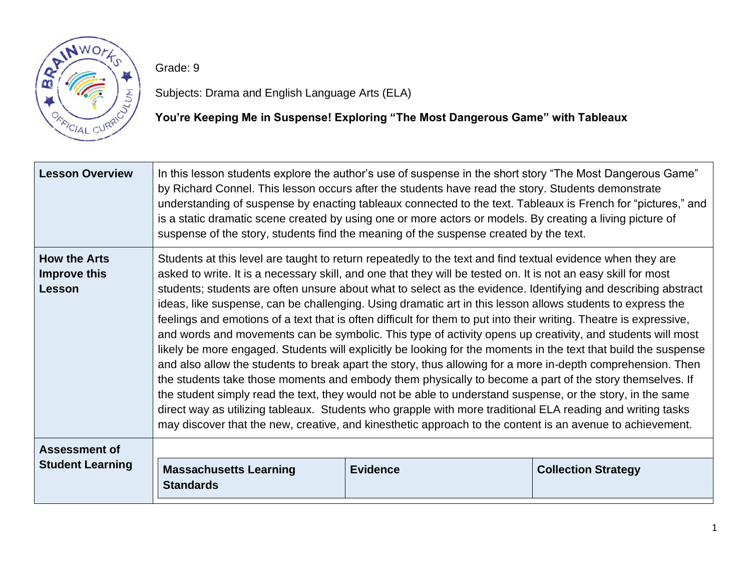Grade: 9

Subjects: Drama and English Language Arts (ELA)

**You're Keeping Me in Suspense! Exploring "The Most Dangerous Game" with Tableaux**

| | |
|---|---|
| **Lesson Overview** | In this lesson students explore the author's use of suspense in the short story "The Most Dangerous Game" by Richard Connel. This lesson occurs after the students have read the story. Students demonstrate understanding of suspense by enacting tableaux connected to the text. Tableaux is French for "pictures," and is a static dramatic scene created by using one or more actors or models. By creating a living picture of suspense of the story, students find the meaning of the suspense created by the text. |
| **How the Arts Improve this Lesson** | Students at this level are taught to return repeatedly to the text and find textual evidence when they are asked to write. It is a necessary skill, and one that they will be tested on. It is not an easy skill for most students; students are often unsure about what to select as the evidence. Identifying and describing abstract ideas, like suspense, can be challenging. Using dramatic art in this lesson allows students to express the feelings and emotions of a text that is often difficult for them to put into their writing. Theatre is expressive, and words and movements can be symbolic. This type of activity opens up creativity, and students will most likely be more engaged. Students will explicitly be looking for the moments in the text that build the suspense and also allow the students to break apart the story, thus allowing for a more in-depth comprehension. Then the students take those moments and embody them physically to become a part of the story themselves. If the student simply read the text, they would not be able to understand suspense, or the story, in the same direct way as utilizing tableaux. Students who grapple with more traditional ELA reading and writing tasks may discover that the new, creative, and kinesthetic approach to the content is an avenue to achievement. |
| **Assessment of Student Learning** | |

| **Massachusetts Learning Standards** | **Evidence** | **Collection Strategy** |
|---|---|---|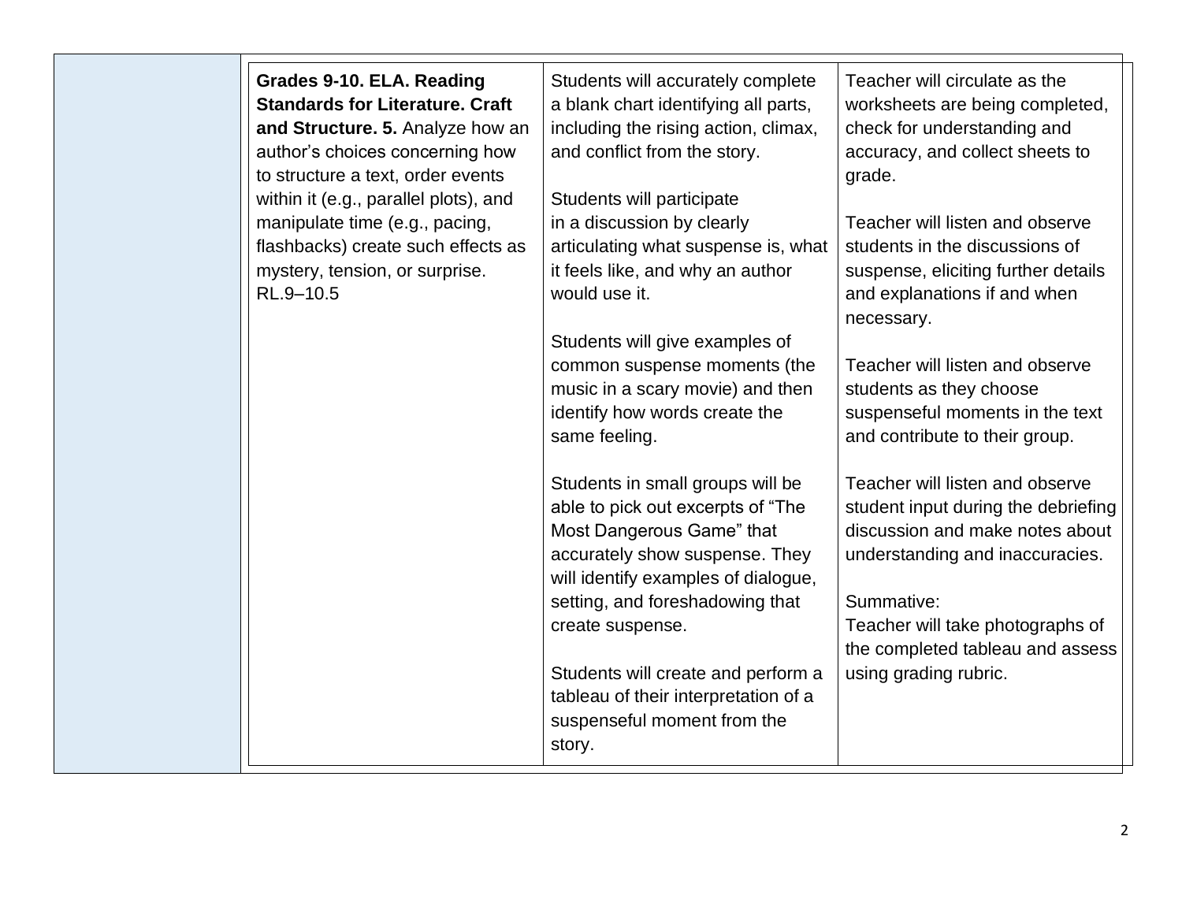| | | | |
|---|---|---|---|
| | **Grades 9-10. ELA. Reading Standards for Literature. Craft and Structure. 5.** Analyze how an author's choices concerning how to structure a text, order events within it (e.g., parallel plots), and manipulate time (e.g., pacing, flashbacks) create such effects as mystery, tension, or surprise. RL.9–10.5 | Students will accurately complete a blank chart identifying all parts, including the rising action, climax, and conflict from the story.<br><br>Students will participate in a discussion by clearly articulating what suspense is, what it feels like, and why an author would use it.<br><br>Students will give examples of common suspense moments (the music in a scary movie) and then identify how words create the same feeling.<br><br>Students in small groups will be able to pick out excerpts of "The Most Dangerous Game" that accurately show suspense. They will identify examples of dialogue, setting, and foreshadowing that create suspense.<br><br>Students will create and perform a tableau of their interpretation of a suspenseful moment from the story. | Teacher will circulate as the worksheets are being completed, check for understanding and accuracy, and collect sheets to grade.<br><br>Teacher will listen and observe students in the discussions of suspense, eliciting further details and explanations if and when necessary.<br><br>Teacher will listen and observe students as they choose suspenseful moments in the text and contribute to their group.<br><br>Teacher will listen and observe student input during the debriefing discussion and make notes about understanding and inaccuracies.<br><br>Summative:<br>Teacher will take photographs of the completed tableau and assess using grading rubric. |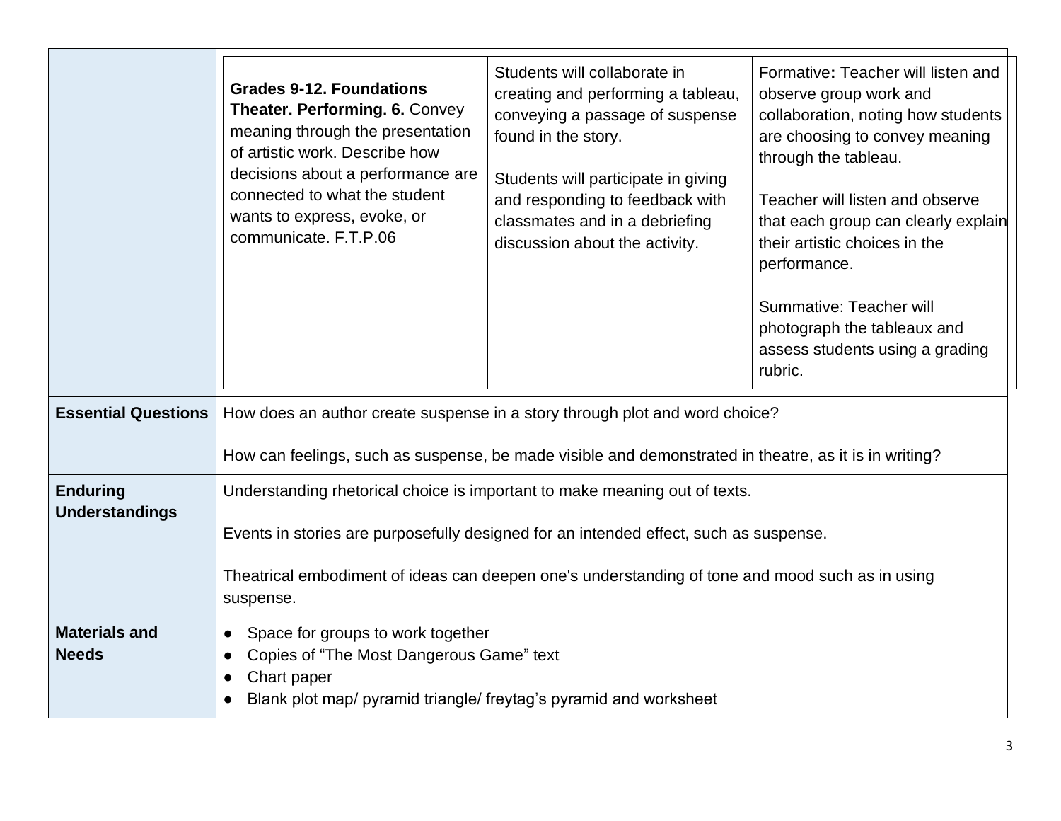| | | | |
|---|---|---|---|
| | **Grades 9-12. Foundations Theater. Performing. 6.** Convey meaning through the presentation of artistic work. Describe how decisions about a performance are connected to what the student wants to express, evoke, or communicate. F.T.P.06 | Students will collaborate in creating and performing a tableau, conveying a passage of suspense found in the story.<br><br>Students will participate in giving and responding to feedback with classmates and in a debriefing discussion about the activity. | Formative**:** Teacher will listen and observe group work and collaboration, noting how students are choosing to convey meaning through the tableau.<br><br>Teacher will listen and observe that each group can clearly explain their artistic choices in the performance.<br><br>Summative: Teacher will photograph the tableaux and assess students using a grading rubric. |
| **Essential Questions** | How does an author create suspense in a story through plot and word choice?<br><br>How can feelings, such as suspense, be made visible and demonstrated in theatre, as it is in writing? | | |
| **Enduring Understandings** | Understanding rhetorical choice is important to make meaning out of texts.<br><br>Events in stories are purposefully designed for an intended effect, such as suspense.<br><br>Theatrical embodiment of ideas can deepen one's understanding of tone and mood such as in using suspense. | | |
| **Materials and Needs** | ● Space for groups to work together<br>● Copies of "The Most Dangerous Game" text<br>● Chart paper<br>● Blank plot map/ pyramid triangle/ freytag's pyramid and worksheet | | |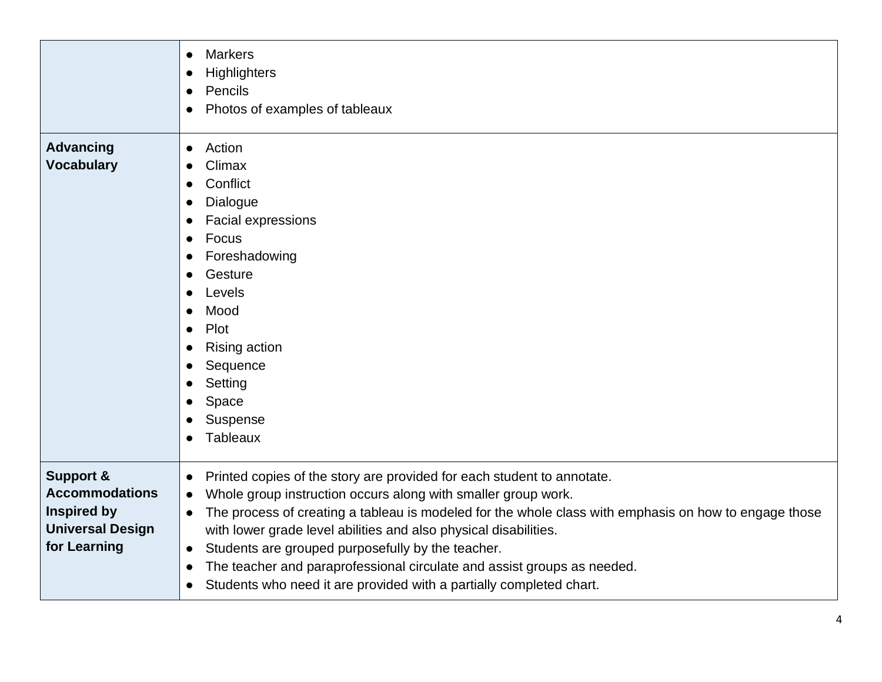| | |
|---|---|
| | • Markers<br>• Highlighters<br>• Pencils<br>• Photos of examples of tableaux |
| **Advancing Vocabulary** | • Action<br>• Climax<br>• Conflict<br>• Dialogue<br>• Facial expressions<br>• Focus<br>• Foreshadowing<br>• Gesture<br>• Levels<br>• Mood<br>• Plot<br>• Rising action<br>• Sequence<br>• Setting<br>• Space<br>• Suspense<br>• Tableaux |
| **Support & Accommodations Inspired by Universal Design for Learning** | • Printed copies of the story are provided for each student to annotate.<br>• Whole group instruction occurs along with smaller group work.<br>• The process of creating a tableau is modeled for the whole class with emphasis on how to engage those with lower grade level abilities and also physical disabilities.<br>• Students are grouped purposefully by the teacher.<br>• The teacher and paraprofessional circulate and assist groups as needed.<br>• Students who need it are provided with a partially completed chart. |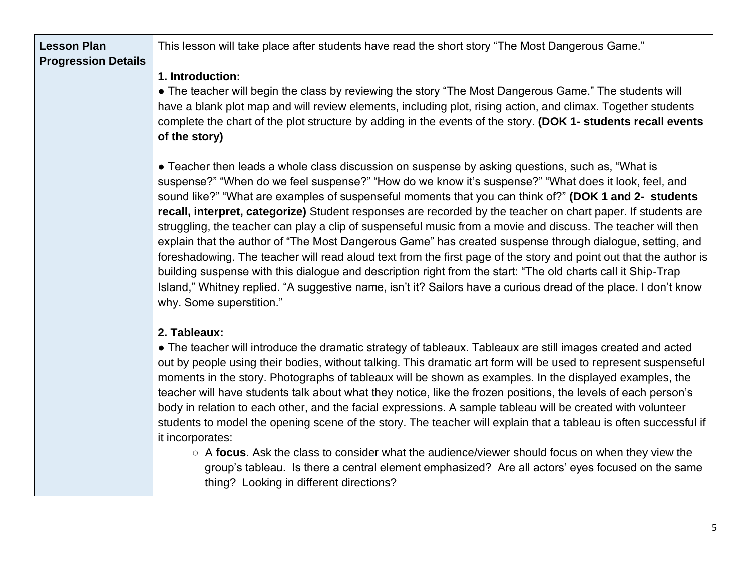| **Lesson Plan Progression Details** | This lesson will take place after students have read the short story "The Most Dangerous Game."<br><br>**1. Introduction:**<br>● The teacher will begin the class by reviewing the story "The Most Dangerous Game." The students will have a blank plot map and will review elements, including plot, rising action, and climax. Together students complete the chart of the plot structure by adding in the events of the story. **(DOK 1- students recall events of the story)**<br><br>● Teacher then leads a whole class discussion on suspense by asking questions, such as, "What is suspense?" "When do we feel suspense?" "How do we know it's suspense?" "What does it look, feel, and sound like?" "What are examples of suspenseful moments that you can think of?" **(DOK 1 and 2- students recall, interpret, categorize)** Student responses are recorded by the teacher on chart paper. If students are struggling, the teacher can play a clip of suspenseful music from a movie and discuss. The teacher will then explain that the author of "The Most Dangerous Game" has created suspense through dialogue, setting, and foreshadowing. The teacher will read aloud text from the first page of the story and point out that the author is building suspense with this dialogue and description right from the start: "The old charts call it Ship-Trap Island," Whitney replied. "A suggestive name, isn't it? Sailors have a curious dread of the place. I don't know why. Some superstition."<br><br>**2. Tableaux:**<br>● The teacher will introduce the dramatic strategy of tableaux. Tableaux are still images created and acted out by people using their bodies, without talking. This dramatic art form will be used to represent suspenseful moments in the story. Photographs of tableaux will be shown as examples. In the displayed examples, the teacher will have students talk about what they notice, like the frozen positions, the levels of each person's body in relation to each other, and the facial expressions. A sample tableau will be created with volunteer students to model the opening scene of the story. The teacher will explain that a tableau is often successful if it incorporates:<br>○ A **focus**. Ask the class to consider what the audience/viewer should focus on when they view the group's tableau. Is there a central element emphasized? Are all actors' eyes focused on the same thing? Looking in different directions? |
|---|---|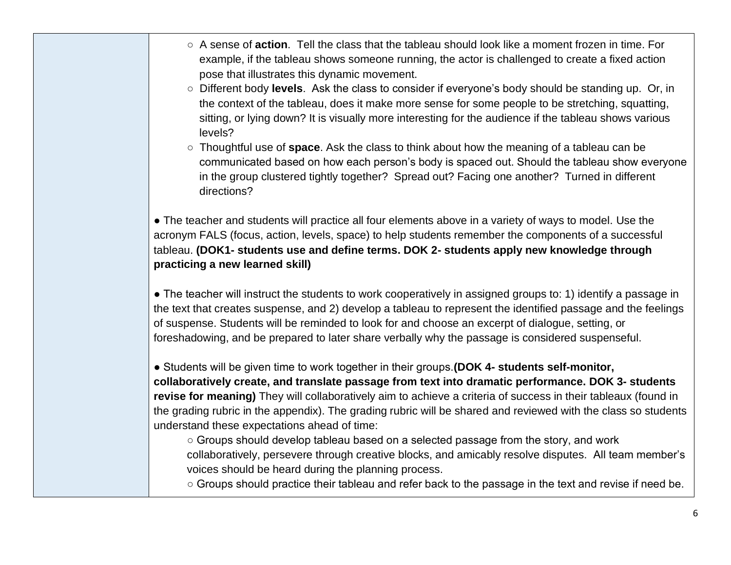|  |  |
| --- | --- |
|  | ○ A sense of **action**. Tell the class that the tableau should look like a moment frozen in time. For example, if the tableau shows someone running, the actor is challenged to create a fixed action pose that illustrates this dynamic movement.<br>○ Different body **levels**. Ask the class to consider if everyone's body should be standing up. Or, in the context of the tableau, does it make more sense for some people to be stretching, squatting, sitting, or lying down? It is visually more interesting for the audience if the tableau shows various levels?<br>○ Thoughtful use of **space**. Ask the class to think about how the meaning of a tableau can be communicated based on how each person's body is spaced out. Should the tableau show everyone in the group clustered tightly together? Spread out? Facing one another? Turned in different directions?<br><br>● The teacher and students will practice all four elements above in a variety of ways to model. Use the acronym FALS (focus, action, levels, space) to help students remember the components of a successful tableau. **(DOK1- students use and define terms. DOK 2- students apply new knowledge through practicing a new learned skill)**<br><br>● The teacher will instruct the students to work cooperatively in assigned groups to: 1) identify a passage in the text that creates suspense, and 2) develop a tableau to represent the identified passage and the feelings of suspense. Students will be reminded to look for and choose an excerpt of dialogue, setting, or foreshadowing, and be prepared to later share verbally why the passage is considered suspenseful.<br><br>● Students will be given time to work together in their groups.**(DOK 4- students self-monitor, collaboratively create, and translate passage from text into dramatic performance. DOK 3- students revise for meaning)** They will collaboratively aim to achieve a criteria of success in their tableaux (found in the grading rubric in the appendix). The grading rubric will be shared and reviewed with the class so students understand these expectations ahead of time:<br>○ Groups should develop tableau based on a selected passage from the story, and work collaboratively, persevere through creative blocks, and amicably resolve disputes. All team member's voices should be heard during the planning process.<br>○ Groups should practice their tableau and refer back to the passage in the text and revise if need be. |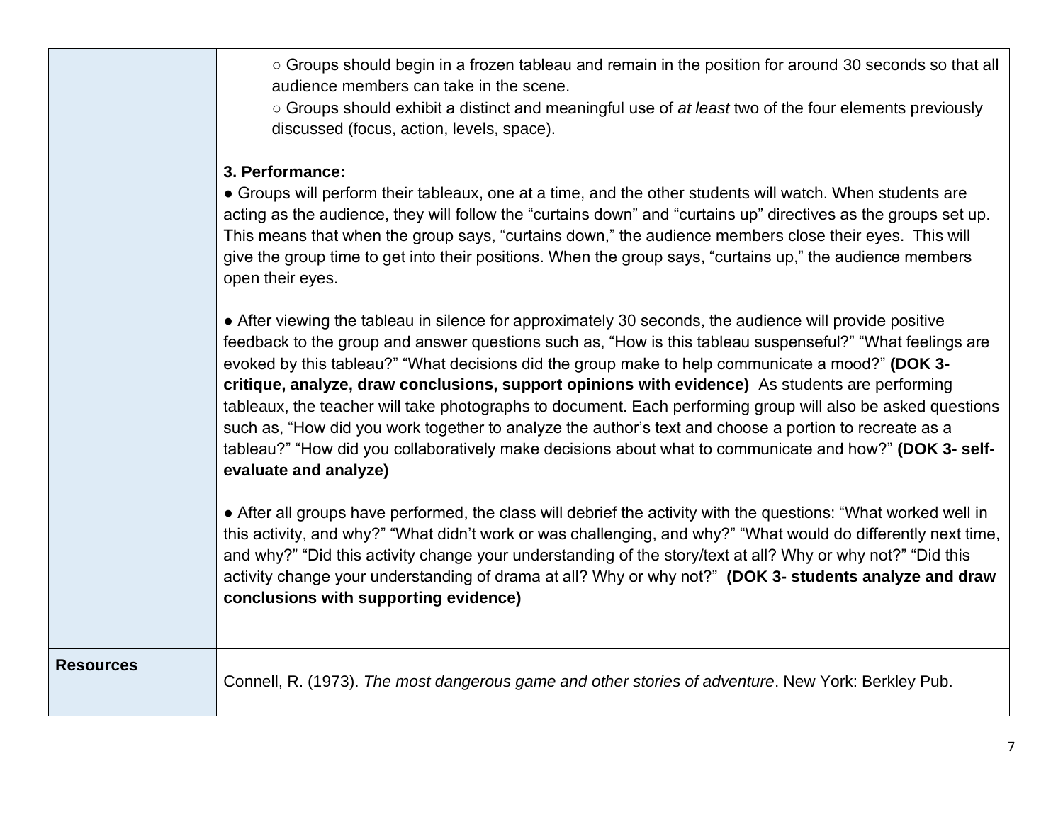| | |
|---|---|
| | ○ Groups should begin in a frozen tableau and remain in the position for around 30 seconds so that all audience members can take in the scene.<br>○ Groups should exhibit a distinct and meaningful use of *at least* two of the four elements previously discussed (focus, action, levels, space).<br><br>**3. Performance:**<br>● Groups will perform their tableaux, one at a time, and the other students will watch. When students are acting as the audience, they will follow the "curtains down" and "curtains up" directives as the groups set up. This means that when the group says, "curtains down," the audience members close their eyes. This will give the group time to get into their positions. When the group says, "curtains up," the audience members open their eyes.<br><br>● After viewing the tableau in silence for approximately 30 seconds, the audience will provide positive feedback to the group and answer questions such as, "How is this tableau suspenseful?" "What feelings are evoked by this tableau?" "What decisions did the group make to help communicate a mood?" **(DOK 3- critique, analyze, draw conclusions, support opinions with evidence)** As students are performing tableaux, the teacher will take photographs to document. Each performing group will also be asked questions such as, "How did you work together to analyze the author's text and choose a portion to recreate as a tableau?" "How did you collaboratively make decisions about what to communicate and how?" **(DOK 3- self-evaluate and analyze)**<br><br>● After all groups have performed, the class will debrief the activity with the questions: "What worked well in this activity, and why?" "What didn't work or was challenging, and why?" "What would do differently next time, and why?" "Did this activity change your understanding of the story/text at all? Why or why not?" "Did this activity change your understanding of drama at all? Why or why not?" **(DOK 3- students analyze and draw conclusions with supporting evidence)** |
| **Resources** | Connell, R. (1973). *The most dangerous game and other stories of adventure*. New York: Berkley Pub. |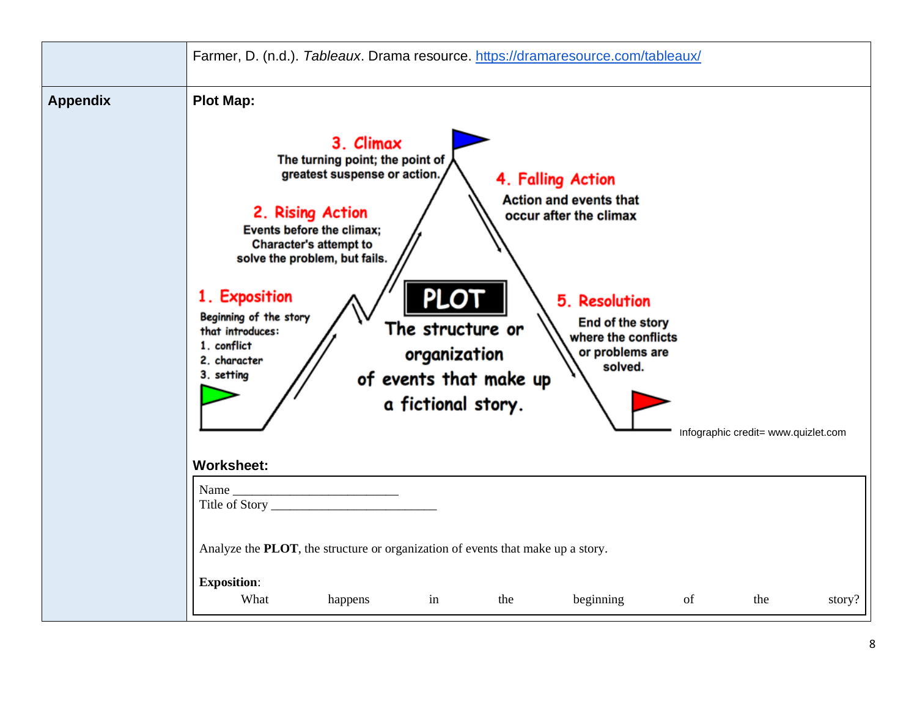| | Farmer, D. (n.d.). *Tableaux*. Drama resource. https://dramaresource.com/tableaux/ |
|---|---|
| **Appendix** | **Plot Map:** |

3. Climax
The turning point; the point of greatest suspense or action.

2. Rising Action
Events before the climax; Character's attempt to solve the problem, but fails.

1. Exposition
Beginning of the story that introduces:
1. conflict
2. character
3. setting

PLOT
The structure or organization of events that make up a fictional story.

4. Falling Action
Action and events that occur after the climax

5. Resolution
End of the story where the conflicts or problems are solved.

Infographic credit= www.quizlet.com

**Worksheet:**

Name ___________________________
Title of Story ___________________________

Analyze the **PLOT**, the structure or organization of events that make up a story.

**Exposition**:
What happens in the beginning of the story?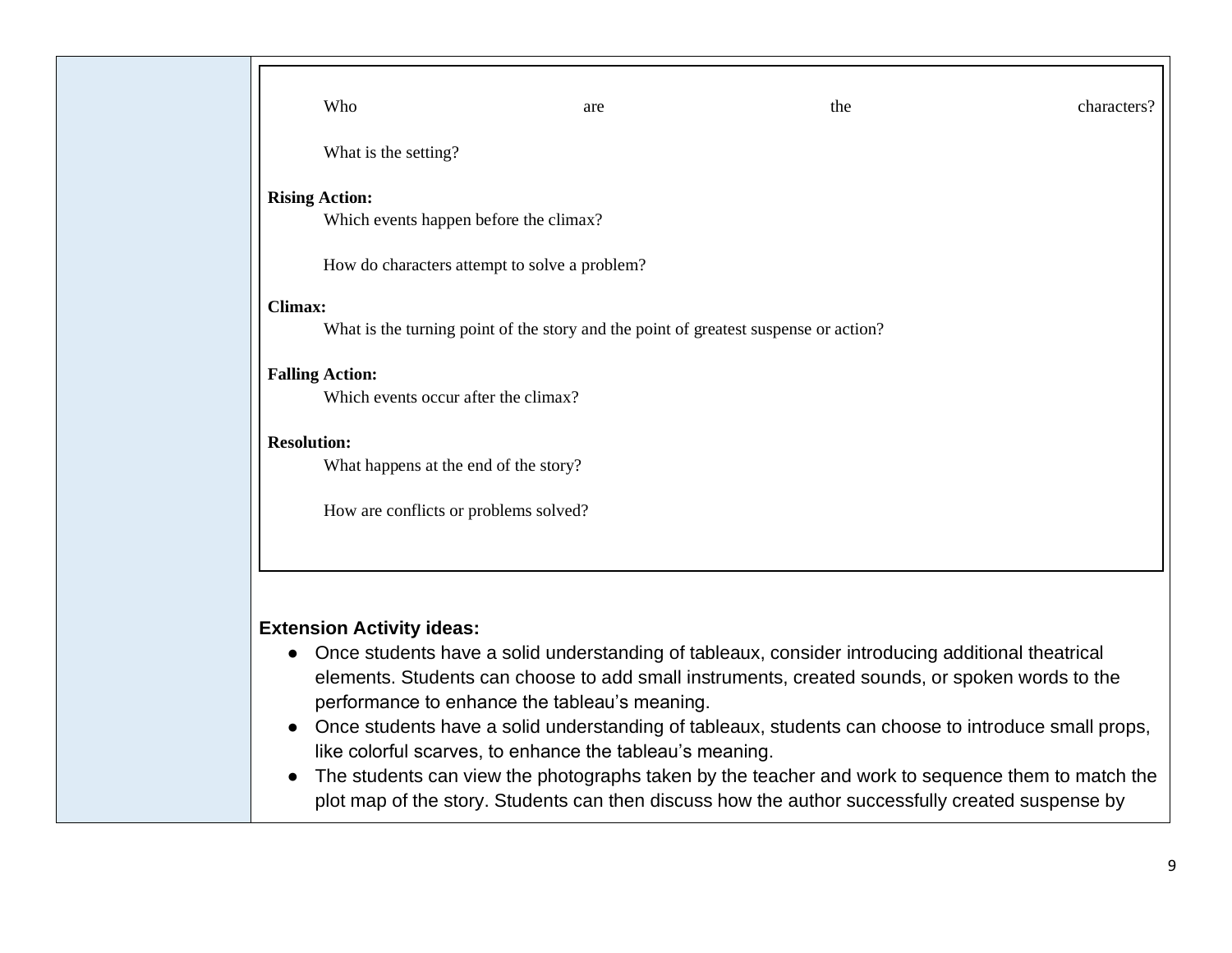Who are the characters?

What is the setting?

**Rising Action:**

Which events happen before the climax?

How do characters attempt to solve a problem?

**Climax:**

What is the turning point of the story and the point of greatest suspense or action?

**Falling Action:**

Which events occur after the climax?

**Resolution:**

What happens at the end of the story?

How are conflicts or problems solved?

**Extension Activity ideas:**

- Once students have a solid understanding of tableaux, consider introducing additional theatrical elements. Students can choose to add small instruments, created sounds, or spoken words to the performance to enhance the tableau's meaning.
- Once students have a solid understanding of tableaux, students can choose to introduce small props, like colorful scarves, to enhance the tableau's meaning.
- The students can view the photographs taken by the teacher and work to sequence them to match the plot map of the story. Students can then discuss how the author successfully created suspense by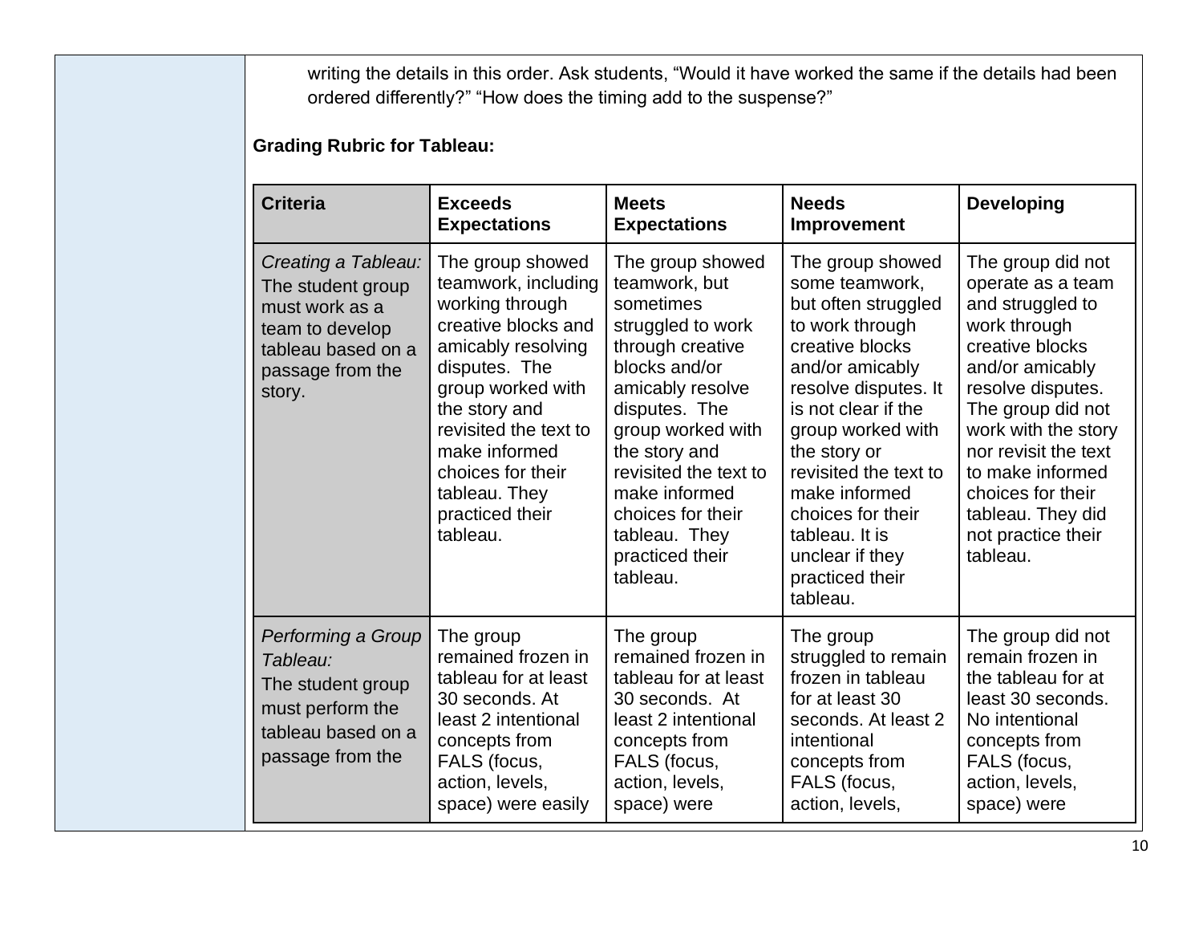writing the details in this order. Ask students, "Would it have worked the same if the details had been ordered differently?" "How does the timing add to the suspense?"

**Grading Rubric for Tableau:**

| Criteria | Exceeds Expectations | Meets Expectations | Needs Improvement | Developing |
|---|---|---|---|---|
| *Creating a Tableau:* The student group must work as a team to develop tableau based on a passage from the story. | The group showed teamwork, including working through creative blocks and amicably resolving disputes. The group worked with the story and revisited the text to make informed choices for their tableau. They practiced their tableau. | The group showed teamwork, but sometimes struggled to work through creative blocks and/or amicably resolve disputes. The group worked with the story and revisited the text to make informed choices for their tableau. They practiced their tableau. | The group showed some teamwork, but often struggled to work through creative blocks and/or amicably resolve disputes. It is not clear if the group worked with the story or revisited the text to make informed choices for their tableau. It is unclear if they practiced their tableau. | The group did not operate as a team and struggled to work through creative blocks and/or amicably resolve disputes. The group did not work with the story nor revisit the text to make informed choices for their tableau. They did not practice their tableau. |
| *Performing a Group Tableau:* The student group must perform the tableau based on a passage from the | The group remained frozen in tableau for at least 30 seconds. At least 2 intentional concepts from FALS (focus, action, levels, space) were easily | The group remained frozen in tableau for at least 30 seconds. At least 2 intentional concepts from FALS (focus, action, levels, space) were | The group struggled to remain frozen in tableau for at least 30 seconds. At least 2 intentional concepts from FALS (focus, action, levels, | The group did not remain frozen in the tableau for at least 30 seconds. No intentional concepts from FALS (focus, action, levels, space) were |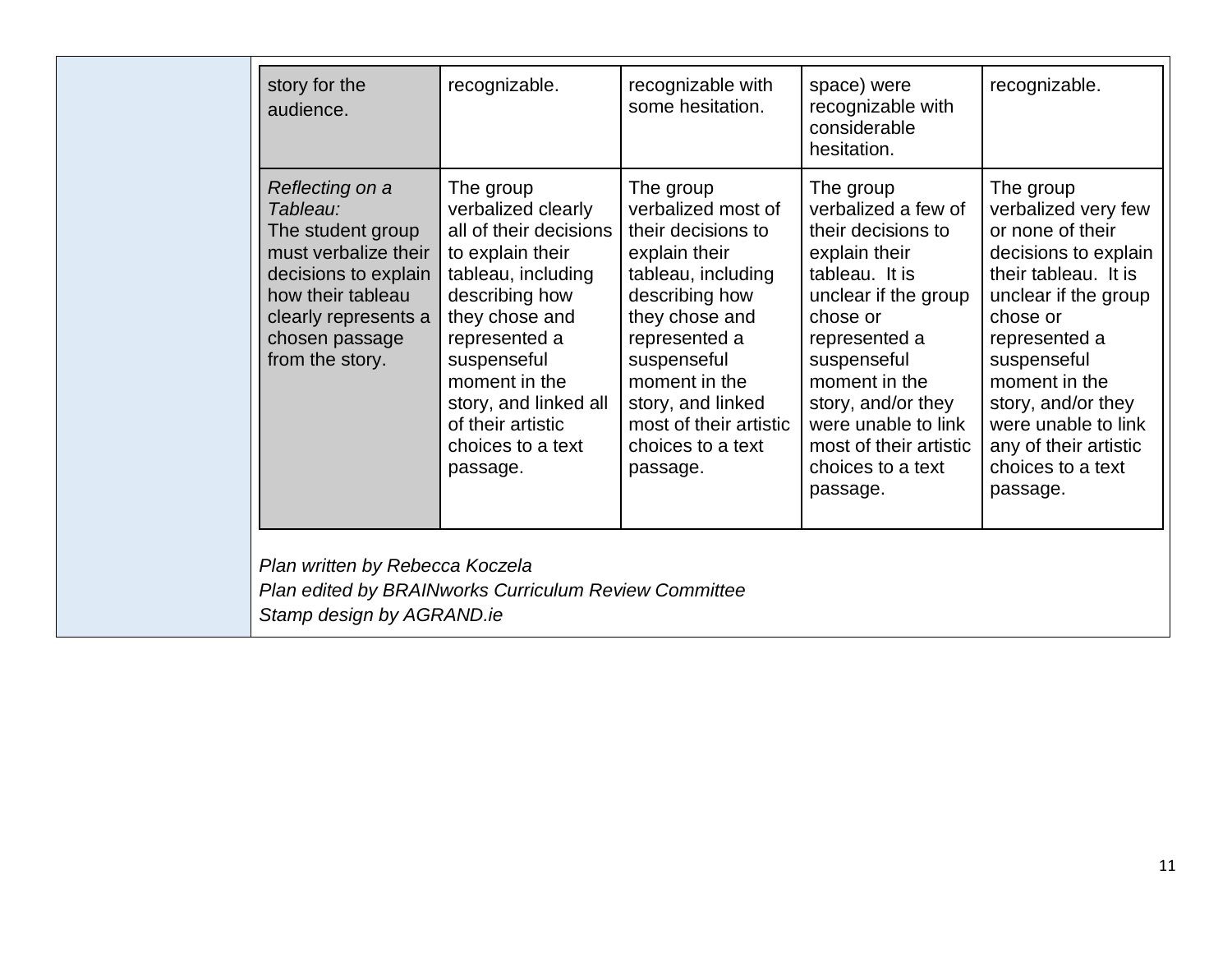| | | | | |
|---|---|---|---|---|
| story for the audience. | recognizable. | recognizable with some hesitation. | space) were recognizable with considerable hesitation. | recognizable. |
| *Reflecting on a Tableau:* The student group must verbalize their decisions to explain how their tableau clearly represents a chosen passage from the story. | The group verbalized clearly all of their decisions to explain their tableau, including describing how they chose and represented a suspenseful moment in the story, and linked all of their artistic choices to a text passage. | The group verbalized most of their decisions to explain their tableau, including describing how they chose and represented a suspenseful moment in the story, and linked most of their artistic choices to a text passage. | The group verbalized a few of their decisions to explain their tableau. It is unclear if the group chose or represented a suspenseful moment in the story, and/or they were unable to link most of their artistic choices to a text passage. | The group verbalized very few or none of their decisions to explain their tableau. It is unclear if the group chose or represented a suspenseful moment in the story, and/or they were unable to link any of their artistic choices to a text passage. |

*Plan written by Rebecca Koczela*
*Plan edited by BRAINworks Curriculum Review Committee*
*Stamp design by AGRAND.ie*